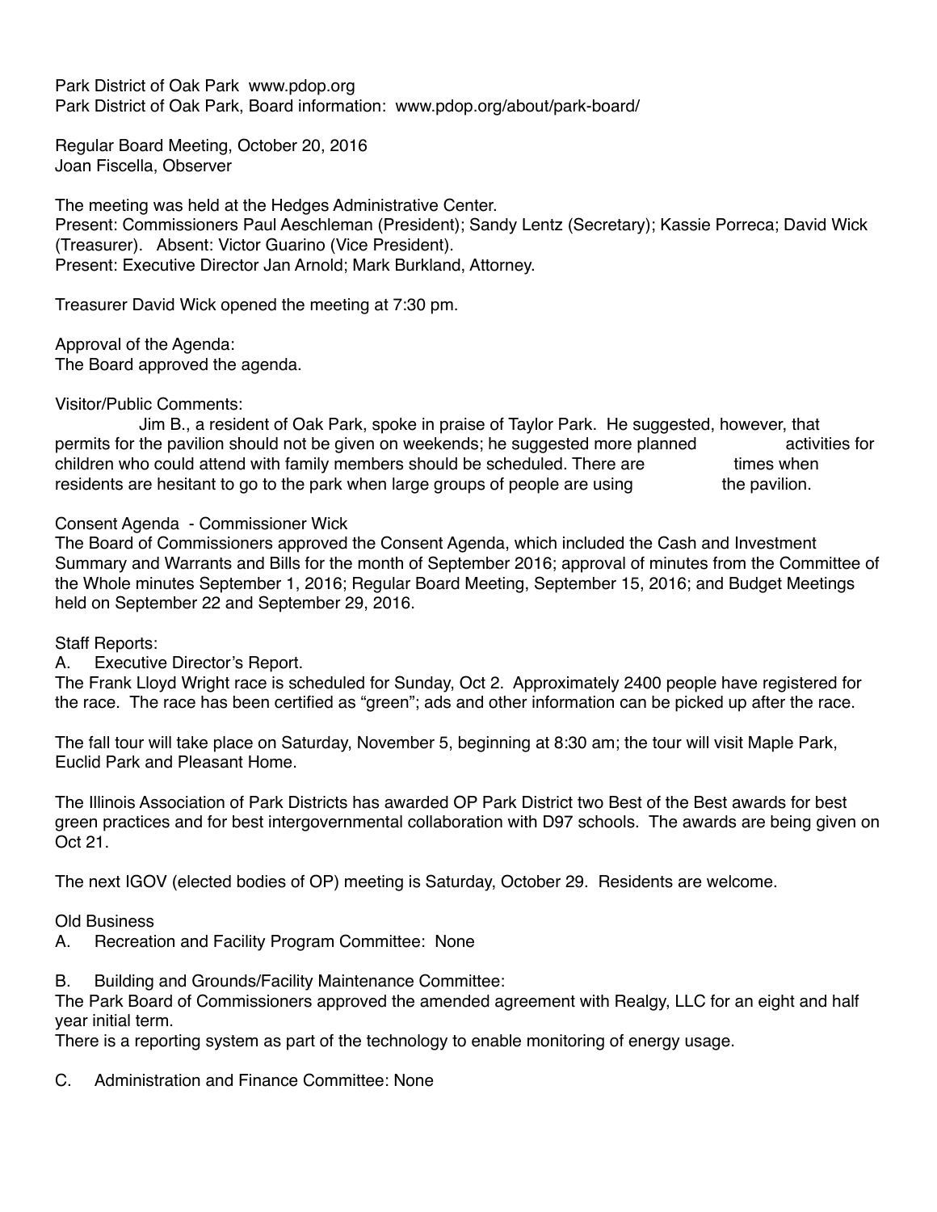Park District of Oak Park www.pdop.org
Park District of Oak Park, Board information: www.pdop.org/about/park-board/

Regular Board Meeting, October 20, 2016
Joan Fiscella, Observer

The meeting was held at the Hedges Administrative Center.
Present: Commissioners Paul Aeschleman (President); Sandy Lentz (Secretary); Kassie Porreca; David Wick (Treasurer). Absent: Victor Guarino (Vice President).
Present: Executive Director Jan Arnold; Mark Burkland, Attorney.

Treasurer David Wick opened the meeting at 7:30 pm.

Approval of the Agenda:
The Board approved the agenda.

Visitor/Public Comments:

Jim B., a resident of Oak Park, spoke in praise of Taylor Park. He suggested, however, that permits for the pavilion should not be given on weekends; he suggested more planned activities for children who could attend with family members should be scheduled. There are times when residents are hesitant to go to the park when large groups of people are using the pavilion.

Consent Agenda - Commissioner Wick
The Board of Commissioners approved the Consent Agenda, which included the Cash and Investment Summary and Warrants and Bills for the month of September 2016; approval of minutes from the Committee of the Whole minutes September 1, 2016; Regular Board Meeting, September 15, 2016; and Budget Meetings held on September 22 and September 29, 2016.

Staff Reports:
A. Executive Director's Report.
The Frank Lloyd Wright race is scheduled for Sunday, Oct 2. Approximately 2400 people have registered for the race. The race has been certified as "green"; ads and other information can be picked up after the race.

The fall tour will take place on Saturday, November 5, beginning at 8:30 am; the tour will visit Maple Park, Euclid Park and Pleasant Home.

The Illinois Association of Park Districts has awarded OP Park District two Best of the Best awards for best green practices and for best intergovernmental collaboration with D97 schools. The awards are being given on Oct 21.

The next IGOV (elected bodies of OP) meeting is Saturday, October 29. Residents are welcome.

Old Business
A. Recreation and Facility Program Committee: None

B. Building and Grounds/Facility Maintenance Committee:
The Park Board of Commissioners approved the amended agreement with Realgy, LLC for an eight and half year initial term.
There is a reporting system as part of the technology to enable monitoring of energy usage.

C. Administration and Finance Committee: None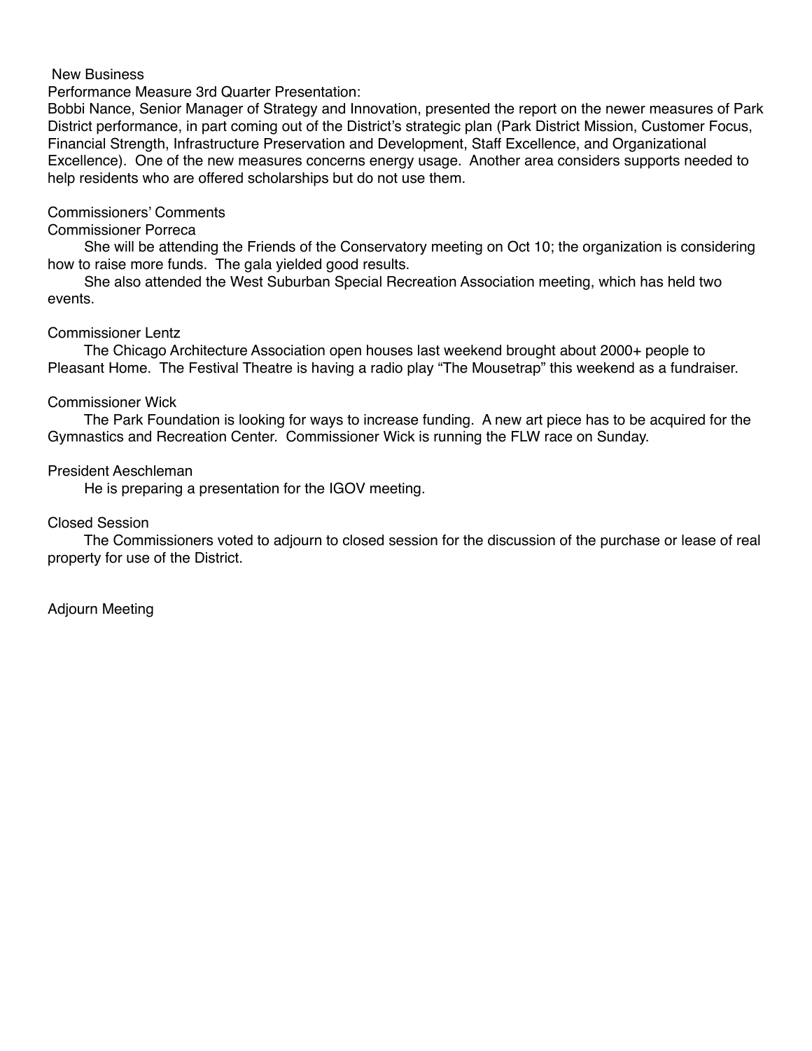## New Business

Performance Measure 3rd Quarter Presentation:

Bobbi Nance, Senior Manager of Strategy and Innovation, presented the report on the newer measures of Park District performance, in part coming out of the District's strategic plan (Park District Mission, Customer Focus, Financial Strength, Infrastructure Preservation and Development, Staff Excellence, and Organizational Excellence). One of the new measures concerns energy usage. Another area considers supports needed to help residents who are offered scholarships but do not use them.

## Commissioners' Comments

### Commissioner Porreca

She will be attending the Friends of the Conservatory meeting on Oct 10; the organization is considering how to raise more funds. The gala yielded good results.

She also attended the West Suburban Special Recreation Association meeting, which has held two events.

### Commissioner Lentz

The Chicago Architecture Association open houses last weekend brought about 2000+ people to Pleasant Home. The Festival Theatre is having a radio play "The Mousetrap" this weekend as a fundraiser.

### Commissioner Wick

The Park Foundation is looking for ways to increase funding. A new art piece has to be acquired for the Gymnastics and Recreation Center. Commissioner Wick is running the FLW race on Sunday.

### President Aeschleman

He is preparing a presentation for the IGOV meeting.

## Closed Session

The Commissioners voted to adjourn to closed session for the discussion of the purchase or lease of real property for use of the District.

## Adjourn Meeting